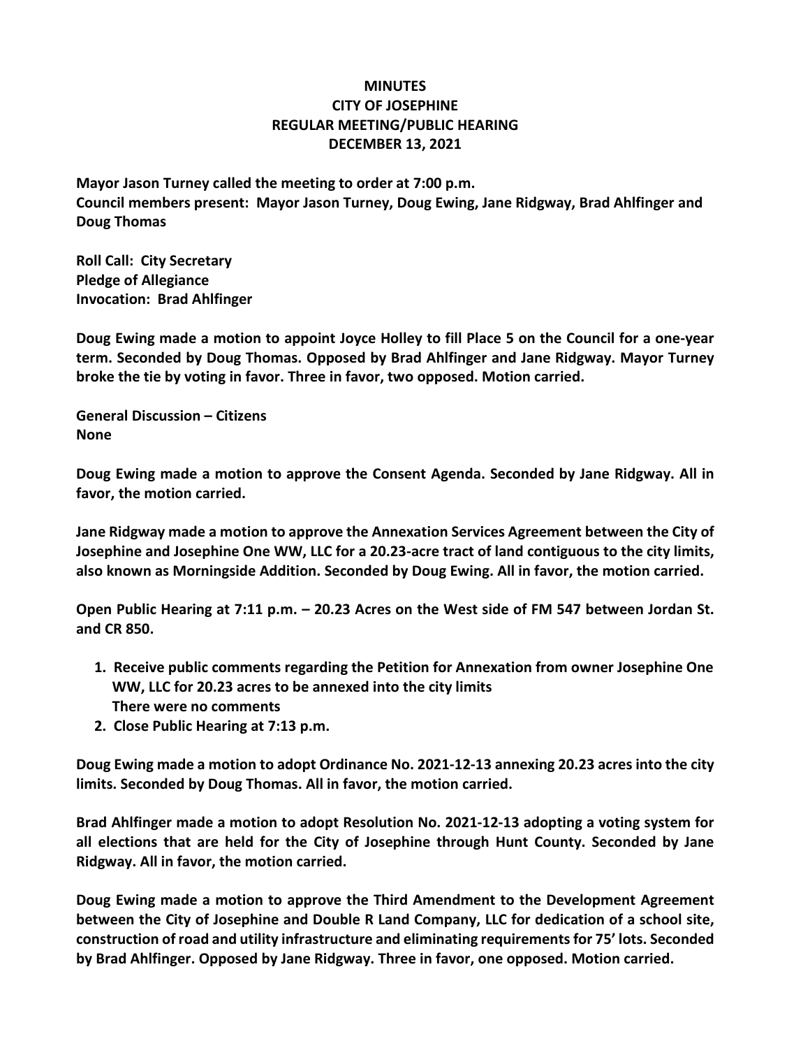# MINUTES
## CITY OF JOSEPHINE
## REGULAR MEETING/PUBLIC HEARING
## DECEMBER 13, 2021

**Mayor Jason Turney called the meeting to order at 7:00 p.m.**
**Council members present: Mayor Jason Turney, Doug Ewing, Jane Ridgway, Brad Ahlfinger and Doug Thomas**

**Roll Call: City Secretary**
**Pledge of Allegiance**
**Invocation: Brad Ahlfinger**

**Doug Ewing made a motion to appoint Joyce Holley to fill Place 5 on the Council for a one-year term. Seconded by Doug Thomas. Opposed by Brad Ahlfinger and Jane Ridgway. Mayor Turney broke the tie by voting in favor. Three in favor, two opposed. Motion carried.**

**General Discussion – Citizens**
**None**

**Doug Ewing made a motion to approve the Consent Agenda. Seconded by Jane Ridgway. All in favor, the motion carried.**

**Jane Ridgway made a motion to approve the Annexation Services Agreement between the City of Josephine and Josephine One WW, LLC for a 20.23-acre tract of land contiguous to the city limits, also known as Morningside Addition. Seconded by Doug Ewing. All in favor, the motion carried.**

**Open Public Hearing at 7:11 p.m. – 20.23 Acres on the West side of FM 547 between Jordan St. and CR 850.**

1. **Receive public comments regarding the Petition for Annexation from owner Josephine One WW, LLC for 20.23 acres to be annexed into the city limits**
   **There were no comments**
2. **Close Public Hearing at 7:13 p.m.**

**Doug Ewing made a motion to adopt Ordinance No. 2021-12-13 annexing 20.23 acres into the city limits. Seconded by Doug Thomas. All in favor, the motion carried.**

**Brad Ahlfinger made a motion to adopt Resolution No. 2021-12-13 adopting a voting system for all elections that are held for the City of Josephine through Hunt County. Seconded by Jane Ridgway. All in favor, the motion carried.**

**Doug Ewing made a motion to approve the Third Amendment to the Development Agreement between the City of Josephine and Double R Land Company, LLC for dedication of a school site, construction of road and utility infrastructure and eliminating requirements for 75' lots. Seconded by Brad Ahlfinger. Opposed by Jane Ridgway. Three in favor, one opposed. Motion carried.**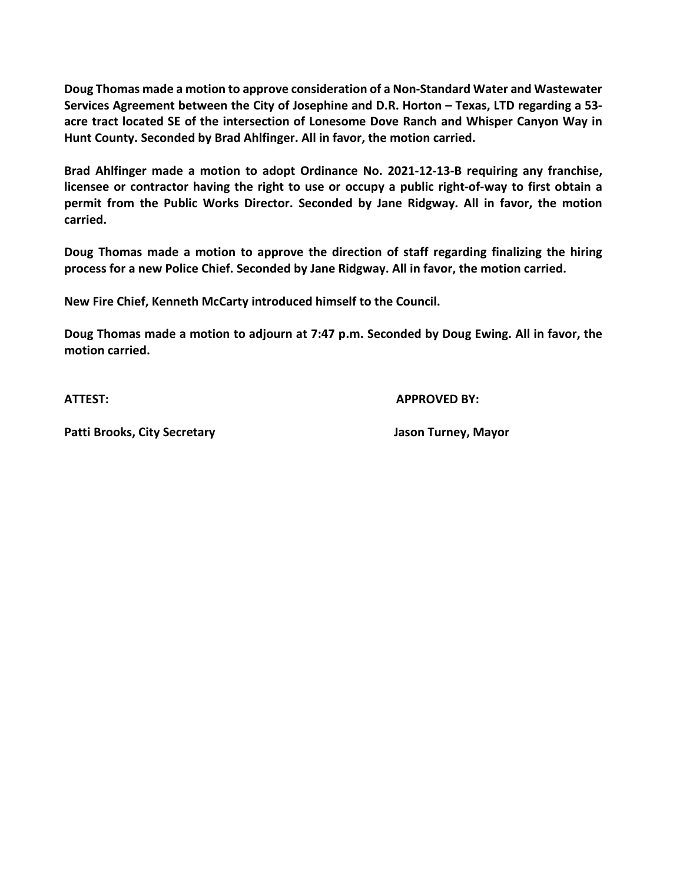**Doug Thomas made a motion to approve consideration of a Non-Standard Water and Wastewater Services Agreement between the City of Josephine and D.R. Horton – Texas, LTD regarding a 53-acre tract located SE of the intersection of Lonesome Dove Ranch and Whisper Canyon Way in Hunt County. Seconded by Brad Ahlfinger. All in favor, the motion carried.**

**Brad Ahlfinger made a motion to adopt Ordinance No. 2021-12-13-B requiring any franchise, licensee or contractor having the right to use or occupy a public right-of-way to first obtain a permit from the Public Works Director. Seconded by Jane Ridgway. All in favor, the motion carried.**

**Doug Thomas made a motion to approve the direction of staff regarding finalizing the hiring process for a new Police Chief. Seconded by Jane Ridgway. All in favor, the motion carried.**

**New Fire Chief, Kenneth McCarty introduced himself to the Council.**

**Doug Thomas made a motion to adjourn at 7:47 p.m. Seconded by Doug Ewing. All in favor, the motion carried.**

**ATTEST:** **APPROVED BY:**

**Patti Brooks, City Secretary** **Jason Turney, Mayor**